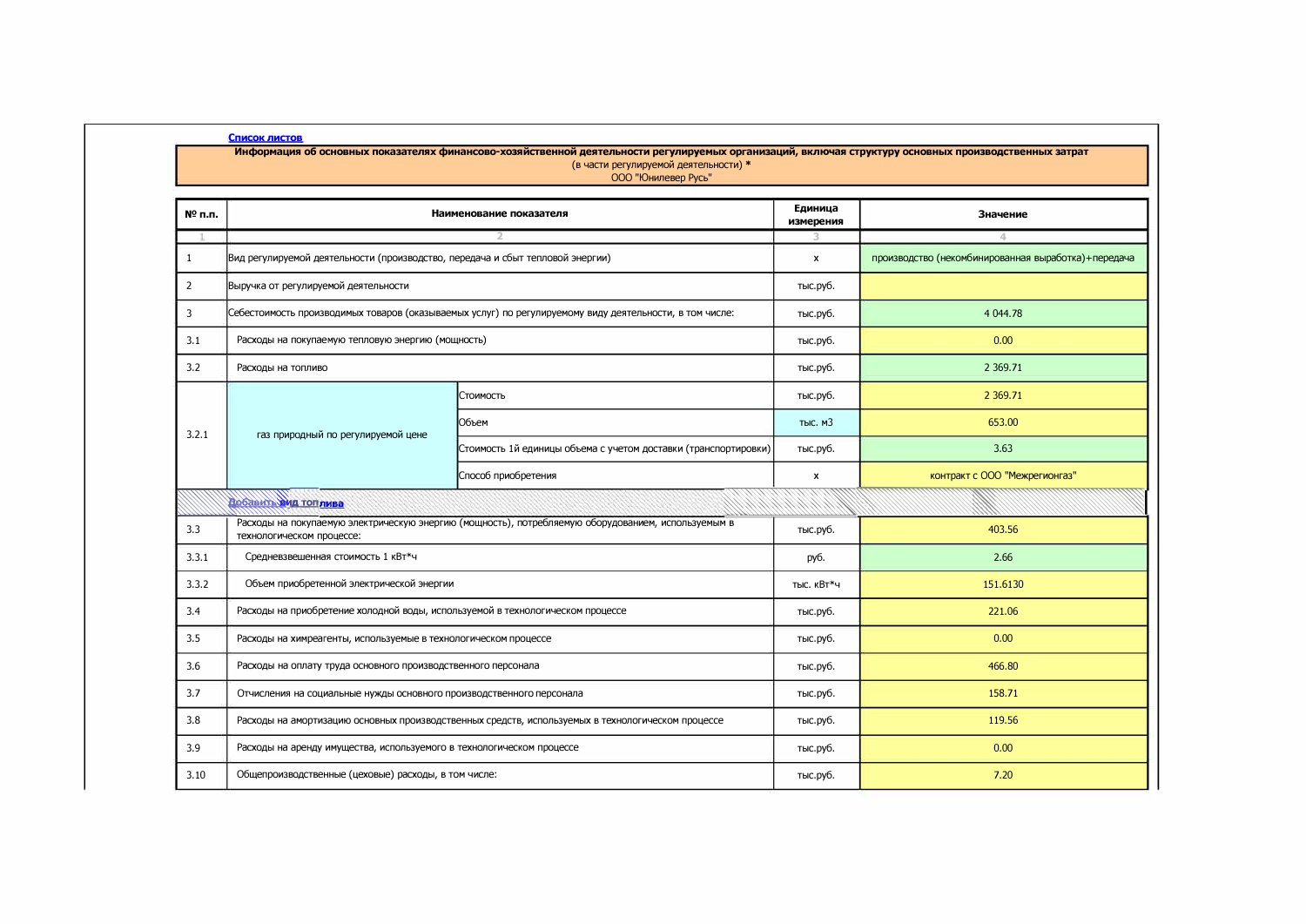Список листов

**Информация об основных показателях финансово-хозяйственной деятельности регулируемых организаций, включая структуру основных производственных затрат**

(в части регулируемой деятельности) *

ООО "Юнилевер Русь"

| № п.п. | Наименование показателя | | Единица измерения | Значение |
|---|---|---|---|---|
| 1 | 2 | | 3 | 4 |
| 1 | Вид регулируемой деятельности (производство, передача и сбыт тепловой энергии) | | x | производство (некомбинированная выработка)+передача |
| 2 | Выручка от регулируемой деятельности | | тыс.руб. | |
| 3 | Себестоимость производимых товаров (оказываемых услуг) по регулируемому виду деятельности, в том числе: | | тыс.руб. | 4 044.78 |
| 3.1 | Расходы на покупаемую тепловую энергию (мощность) | | тыс.руб. | 0.00 |
| 3.2 | Расходы на топливо | | тыс.руб. | 2 369.71 |
| 3.2.1 | газ природный по регулируемой цене | Стоимость | тыс.руб. | 2 369.71 |
| | | Объем | тыс. м3 | 653.00 |
| | | Стоимость 1й единицы объема с учетом доставки (транспортировки) | тыс.руб. | 3.63 |
| | | Способ приобретения | x | контракт с ООО "Межрегионгаз" |
| | Добавить вид топлива | | | |
| 3.3 | Расходы на покупаемую электрическую энергию (мощность), потребляемую оборудованием, используемым в технологическом процессе: | | тыс.руб. | 403.56 |
| 3.3.1 | Средневзвешенная стоимость 1 кВт*ч | | руб. | 2.66 |
| 3.3.2 | Объем приобретенной электрической энергии | | тыс. кВт*ч | 151.6130 |
| 3.4 | Расходы на приобретение холодной воды, используемой в технологическом процессе | | тыс.руб. | 221.06 |
| 3.5 | Расходы на химреагенты, используемые в технологическом процессе | | тыс.руб. | 0.00 |
| 3.6 | Расходы на оплату труда основного производственного персонала | | тыс.руб. | 466.80 |
| 3.7 | Отчисления на социальные нужды основного производственного персонала | | тыс.руб. | 158.71 |
| 3.8 | Расходы на амортизацию основных производственных средств, используемых в технологическом процессе | | тыс.руб. | 119.56 |
| 3.9 | Расходы на аренду имущества, используемого в технологическом процессе | | тыс.руб. | 0.00 |
| 3.10 | Общепроизводственные (цеховые) расходы, в том числе: | | тыс.руб. | 7.20 |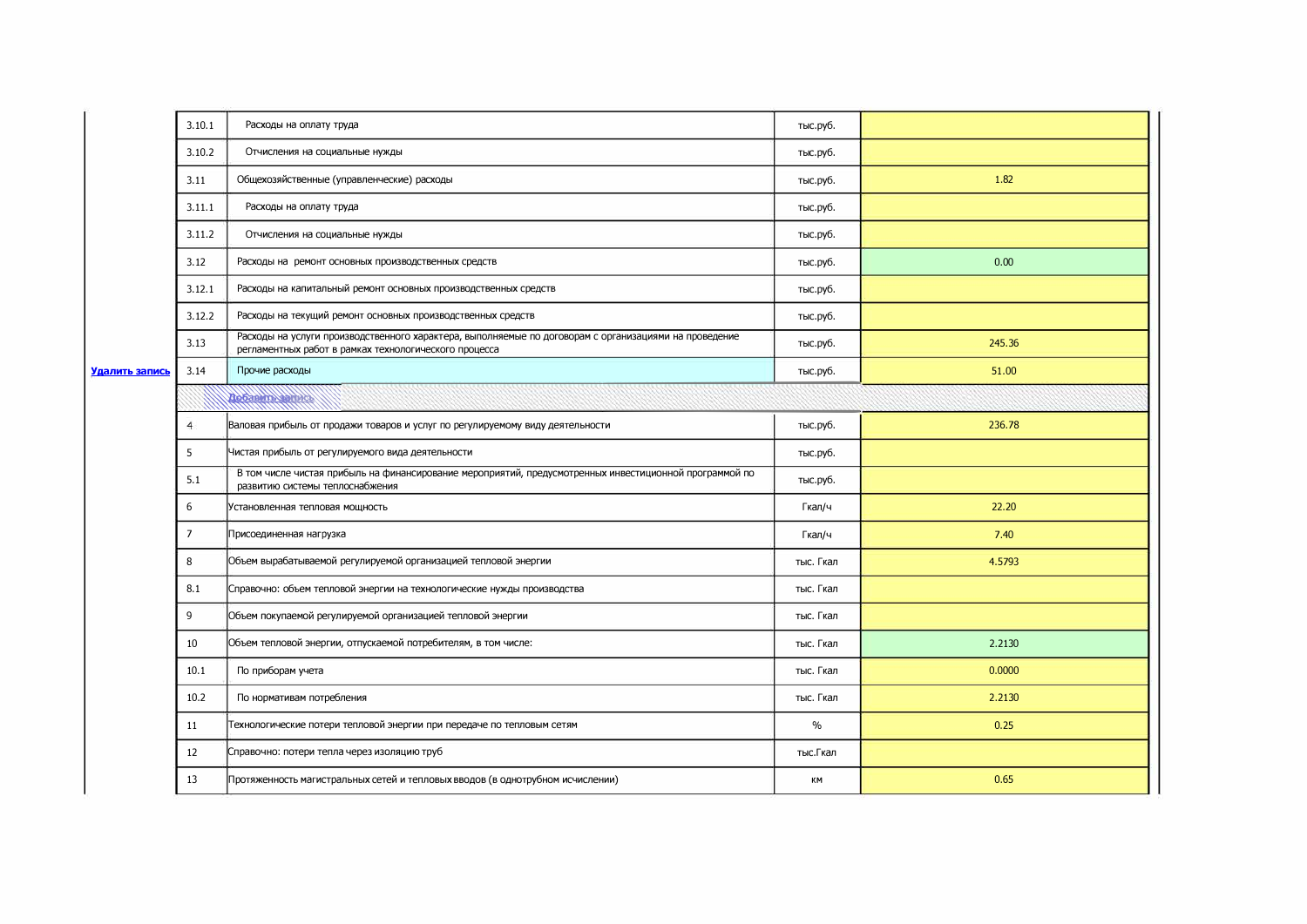| | | | | |
|---|---|---|---|---|
| | 3.10.1 | Расходы на оплату труда | тыс.руб. | |
| | 3.10.2 | Отчисления на социальные нужды | тыс.руб. | |
| | 3.11 | Общехозяйственные (управленческие) расходы | тыс.руб. | 1.82 |
| | 3.11.1 | Расходы на оплату труда | тыс.руб. | |
| | 3.11.2 | Отчисления на социальные нужды | тыс.руб. | |
| | 3.12 | Расходы на ремонт основных производственных средств | тыс.руб. | 0.00 |
| | 3.12.1 | Расходы на капитальный ремонт основных производственных средств | тыс.руб. | |
| | 3.12.2 | Расходы на текущий ремонт основных производственных средств | тыс.руб. | |
| | 3.13 | Расходы на услуги производственного характера, выполняемые по договорам с организациями на проведение регламентных работ в рамках технологического процесса | тыс.руб. | 245.36 |
| Удалить запись | 3.14 | Прочие расходы | тыс.руб. | 51.00 |
| | | Добавить запись | | |
| | 4 | Валовая прибыль от продажи товаров и услуг по регулируемому виду деятельности | тыс.руб. | 236.78 |
| | 5 | Чистая прибыль от регулируемого вида деятельности | тыс.руб. | |
| | 5.1 | В том числе чистая прибыль на финансирование мероприятий, предусмотренных инвестиционной программой по развитию системы теплоснабжения | тыс.руб. | |
| | 6 | Установленная тепловая мощность | Гкал/ч | 22.20 |
| | 7 | Присоединенная нагрузка | Гкал/ч | 7.40 |
| | 8 | Объем вырабатываемой регулируемой организацией тепловой энергии | тыс. Гкал | 4.5793 |
| | 8.1 | Справочно: объем тепловой энергии на технологические нужды производства | тыс. Гкал | |
| | 9 | Объем покупаемой регулируемой организацией тепловой энергии | тыс. Гкал | |
| | 10 | Объем тепловой энергии, отпускаемой потребителям, в том числе: | тыс. Гкал | 2.2130 |
| | 10.1 | По приборам учета | тыс. Гкал | 0.0000 |
| | 10.2 | По нормативам потребления | тыс. Гкал | 2.2130 |
| | 11 | Технологические потери тепловой энергии при передаче по тепловым сетям | % | 0.25 |
| | 12 | Справочно: потери тепла через изоляцию труб | тыс.Гкал | |
| | 13 | Протяженность магистральных сетей и тепловых вводов (в однотрубном исчислении) | км | 0.65 |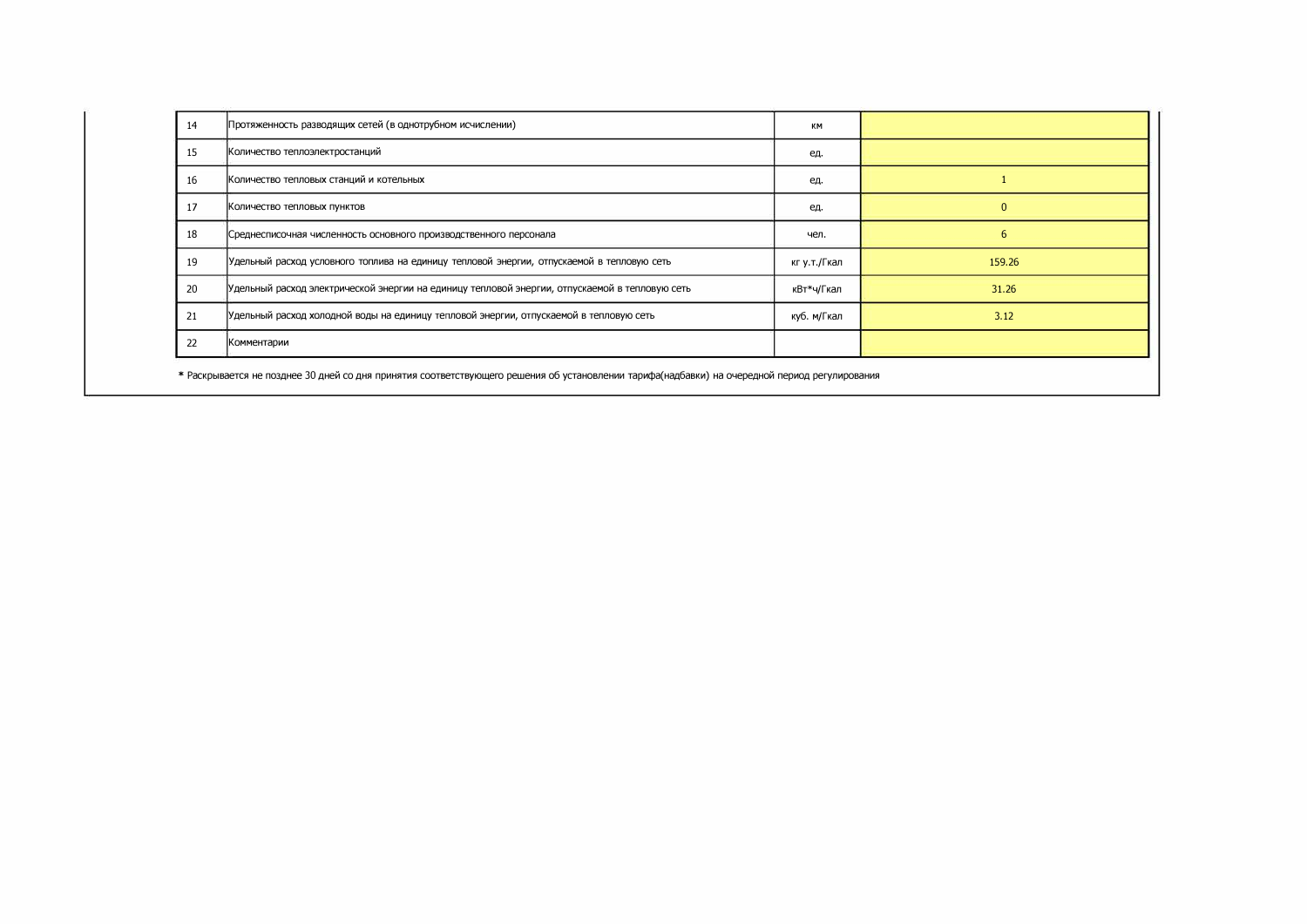| | | | |
|---|---|---|---|
| 14 | Протяженность разводящих сетей (в однотрубном исчислении) | км | |
| 15 | Количество теплоэлектростанций | ед. | |
| 16 | Количество тепловых станций и котельных | ед. | 1 |
| 17 | Количество тепловых пунктов | ед. | 0 |
| 18 | Среднесписочная численность основного производственного персонала | чел. | 6 |
| 19 | Удельный расход условного топлива на единицу тепловой энергии, отпускаемой в тепловую сеть | кг у.т./Гкал | 159.26 |
| 20 | Удельный расход электрической энергии на единицу тепловой энергии, отпускаемой в тепловую сеть | кВт*ч/Гкал | 31.26 |
| 21 | Удельный расход холодной воды на единицу тепловой энергии, отпускаемой в тепловую сеть | куб. м/Гкал | 3.12 |
| 22 | Комментарии | | |

**\*** Раскрывается не позднее 30 дней со дня принятия соответствующего решения об установлении тарифа(надбавки) на очередной период регулирования